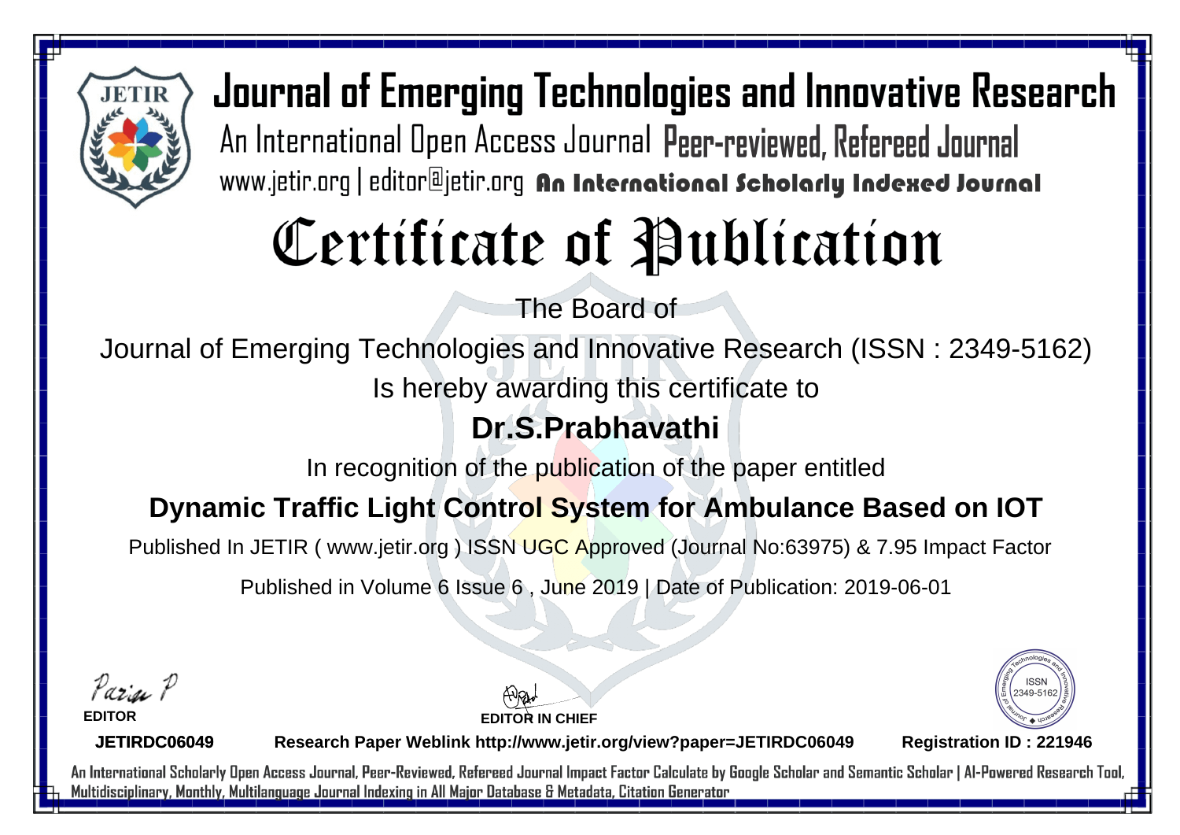# Journal of Emerging Technologies and Innovative Research

An International Open Access Journal Peer-reviewed, Refereed Journal

www.jetir.org | editor@jetir.org An International Scholarly Indexed Journal

# Certificate of Publication

The Board of

Journal of Emerging Technologies and Innovative Research (ISSN : 2349-5162)

Is hereby awarding this certificate to

## Dr.S.Prabhavathi

In recognition of the publication of the paper entitled

## Dynamic Traffic Light Control System for Ambulance Based on IOT

Published In JETIR ( www.jetir.org ) ISSN UGC Approved (Journal No:63975) & 7.95 Impact Factor

Published in Volume 6 Issue 6 , June 2019 | Date of Publication: 2019-06-01

**EDITOR**

**EDITOR IN CHIEF**

ISSN 2349-5162

**JETIRDC06049** **Research Paper Weblink http://www.jetir.org/view?paper=JETIRDC06049** **Registration ID : 221946**

An International Scholarly Open Access Journal, Peer-Reviewed, Refereed Journal Impact Factor Calculate by Google Scholar and Semantic Scholar | AI-Powered Research Tool, Multidisciplinary, Monthly, Multilanguage Journal Indexing in All Major Database & Metadata, Citation Generator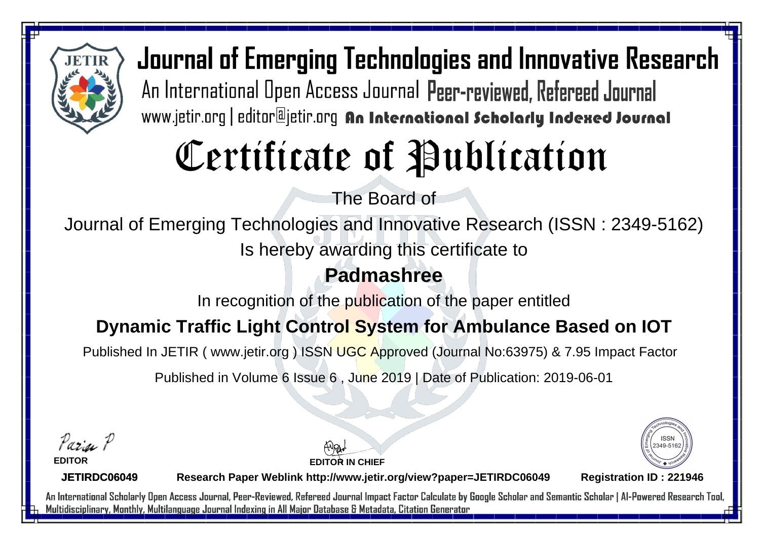# Journal of Emerging Technologies and Innovative Research

An International Open Access Journal Peer-reviewed, Refereed Journal

www.jetir.org | editor@jetir.org **An International Scholarly Indexed Journal**

# Certificate of Publication

The Board of

Journal of Emerging Technologies and Innovative Research (ISSN : 2349-5162)

Is hereby awarding this certificate to

## Padmashree

In recognition of the publication of the paper entitled

## Dynamic Traffic Light Control System for Ambulance Based on IOT

Published In JETIR ( www.jetir.org ) ISSN UGC Approved (Journal No:63975) & 7.95 Impact Factor

Published in Volume 6 Issue 6 , June 2019 | Date of Publication: 2019-06-01

**EDITOR**

**EDITOR IN CHIEF**

ISSN 2349-5162

**JETIRDC06049** **Research Paper Weblink http://www.jetir.org/view?paper=JETIRDC06049** **Registration ID : 221946**

An International Scholarly Open Access Journal, Peer-Reviewed, Refereed Journal Impact Factor Calculate by Google Scholar and Semantic Scholar | AI-Powered Research Tool, Multidisciplinary, Monthly, Multilanguage Journal Indexing in All Major Database & Metadata, Citation Generator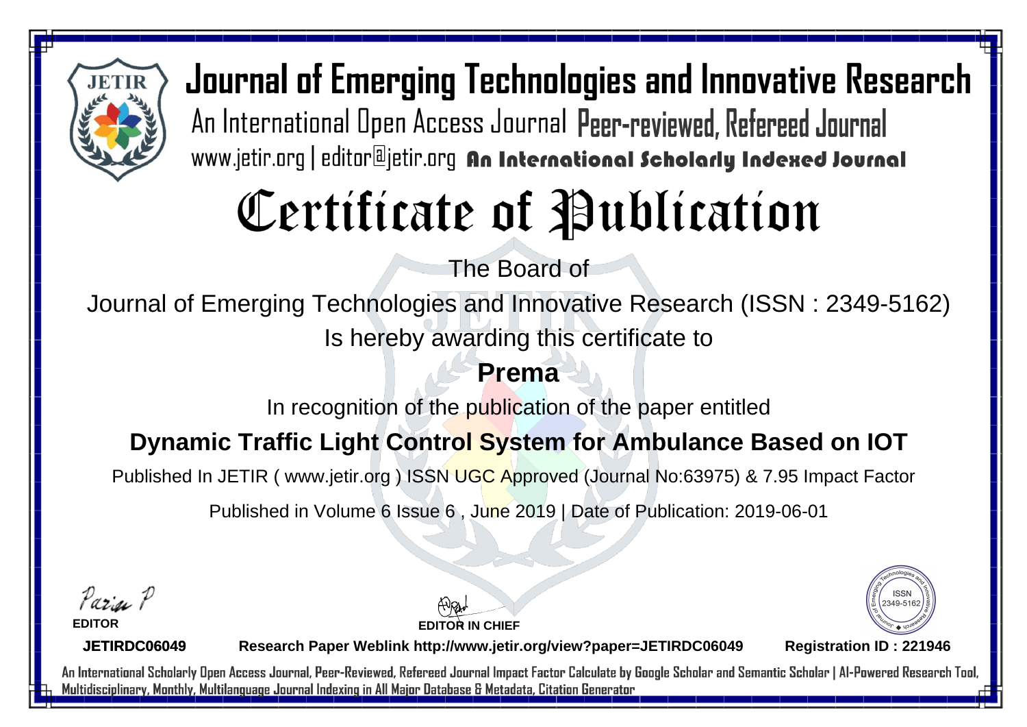# Journal of Emerging Technologies and Innovative Research

An International Open Access Journal Peer-reviewed, Refereed Journal

www.jetir.org | editor@jetir.org **An International Scholarly Indexed Journal**

# Certificate of Publication

The Board of

Journal of Emerging Technologies and Innovative Research (ISSN : 2349-5162)

Is hereby awarding this certificate to

**Prema**

In recognition of the publication of the paper entitled

**Dynamic Traffic Light Control System for Ambulance Based on IOT**

Published In JETIR ( www.jetir.org ) ISSN UGC Approved (Journal No:63975) & 7.95 Impact Factor

Published in Volume 6 Issue 6 , June 2019 | Date of Publication: 2019-06-01

**EDITOR**

**EDITOR IN CHIEF**

ISSN 2349-5162

**JETIRDC06049** **Research Paper Weblink http://www.jetir.org/view?paper=JETIRDC06049** **Registration ID : 221946**

An International Scholarly Open Access Journal, Peer-Reviewed, Refereed Journal Impact Factor Calculate by Google Scholar and Semantic Scholar | AI-Powered Research Tool, Multidisciplinary, Monthly, Multilanguage Journal Indexing in All Major Database & Metadata, Citation Generator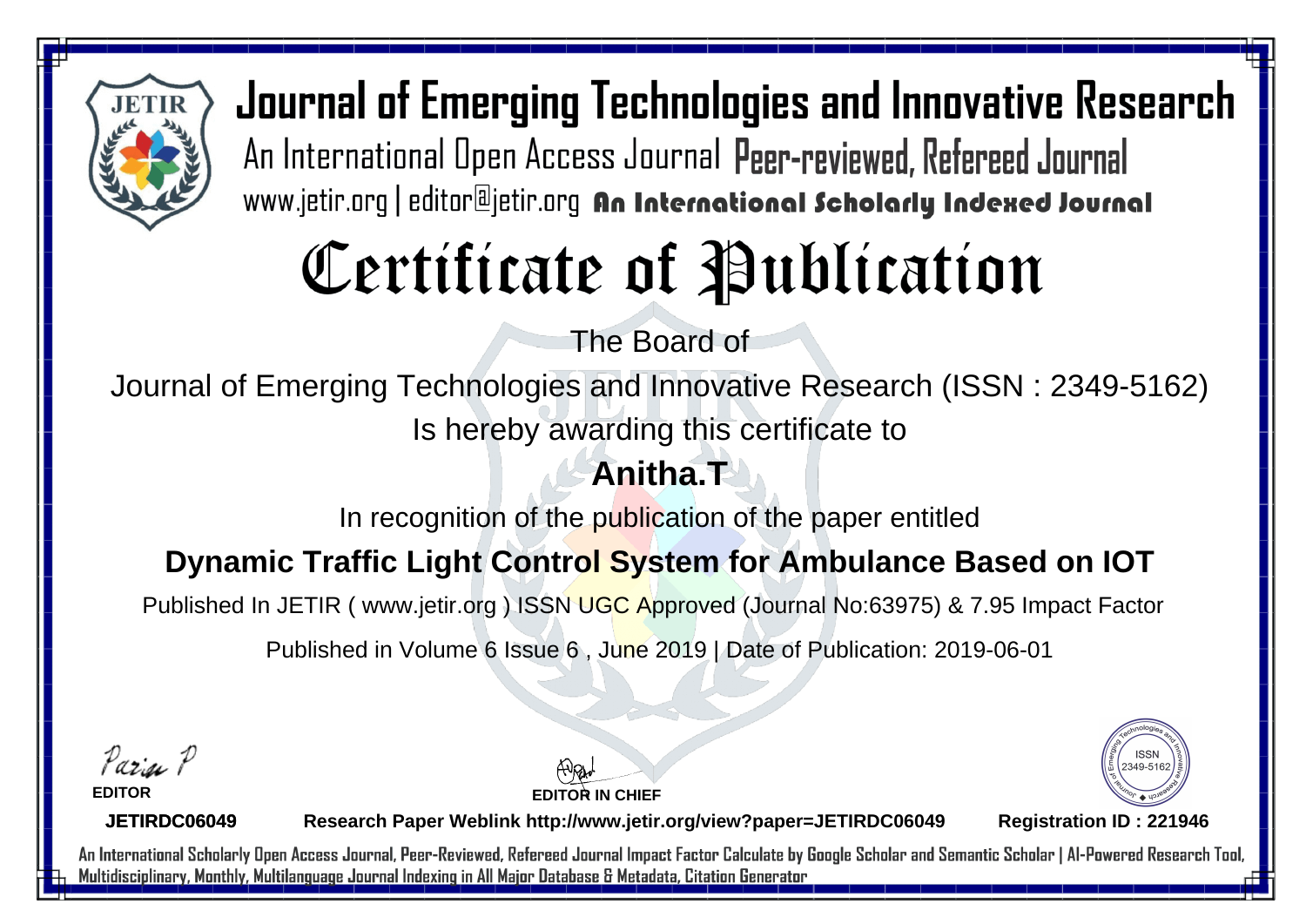# Journal of Emerging Technologies and Innovative Research

An International Open Access Journal Peer-reviewed, Refereed Journal

www.jetir.org | editor@jetir.org **An International Scholarly Indexed Journal**

# Certificate of Publication

The Board of

Journal of Emerging Technologies and Innovative Research (ISSN : 2349-5162)

Is hereby awarding this certificate to

**Anitha.T**

In recognition of the publication of the paper entitled

**Dynamic Traffic Light Control System for Ambulance Based on IOT**

Published In JETIR ( www.jetir.org ) ISSN UGC Approved (Journal No:63975) & 7.95 Impact Factor

Published in Volume 6 Issue 6 , June 2019 | Date of Publication: 2019-06-01

**EDITOR**

**EDITOR IN CHIEF**

**JETIRDC06049** **Research Paper Weblink http://www.jetir.org/view?paper=JETIRDC06049** **Registration ID : 221946**

An International Scholarly Open Access Journal, Peer-Reviewed, Refereed Journal Impact Factor Calculate by Google Scholar and Semantic Scholar | AI-Powered Research Tool, Multidisciplinary, Monthly, Multilanguage Journal Indexing in All Major Database & Metadata, Citation Generator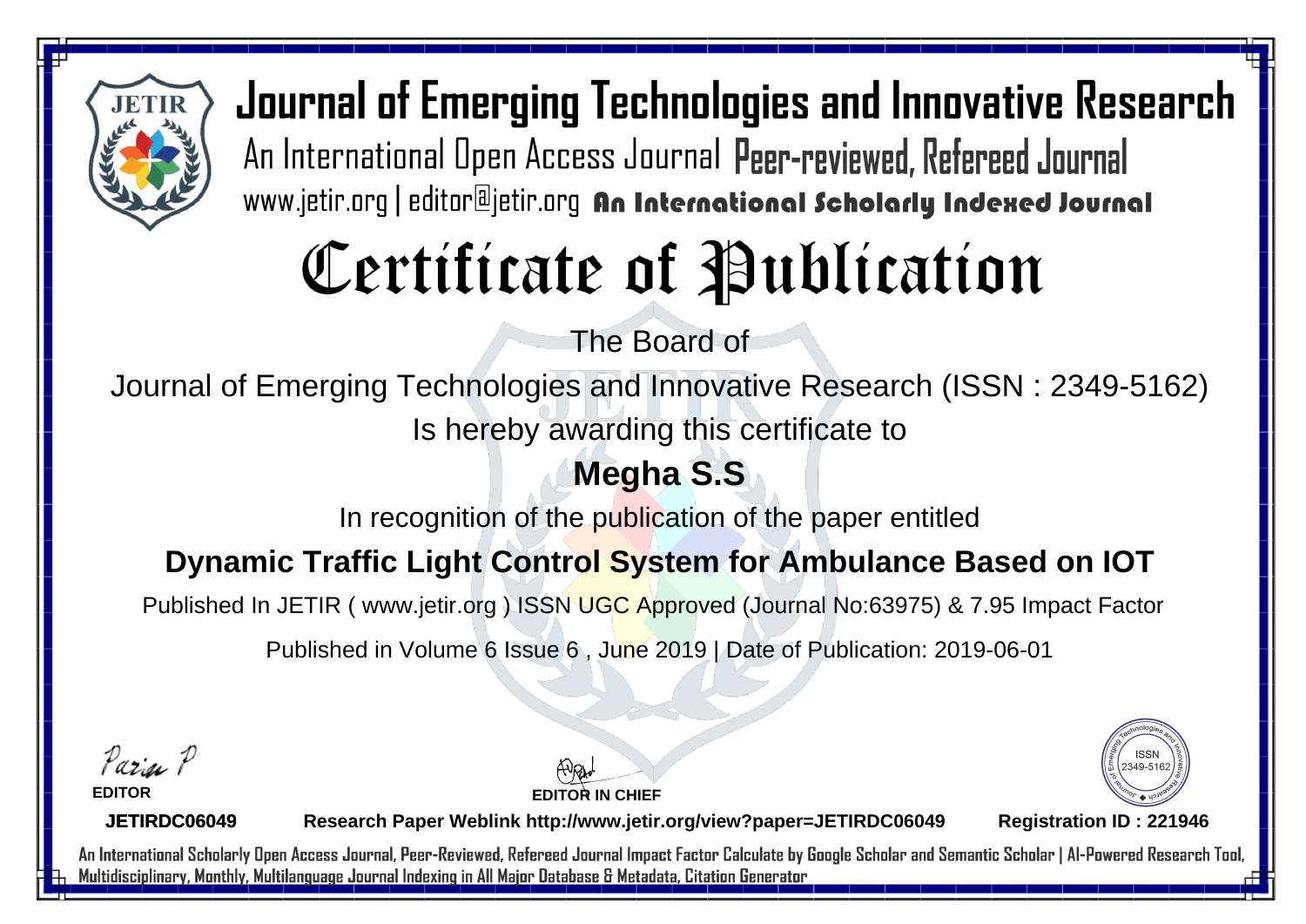# Journal of Emerging Technologies and Innovative Research

An International Open Access Journal Peer-reviewed, Refereed Journal

www.jetir.org | editor@jetir.org An International Scholarly Indexed Journal

# Certificate of Publication

The Board of

Journal of Emerging Technologies and Innovative Research (ISSN : 2349-5162)

Is hereby awarding this certificate to

**Megha S.S**

In recognition of the publication of the paper entitled

**Dynamic Traffic Light Control System for Ambulance Based on IOT**

Published In JETIR ( www.jetir.org ) ISSN UGC Approved (Journal No:63975) & 7.95 Impact Factor

Published in Volume 6 Issue 6 , June 2019 | Date of Publication: 2019-06-01

**EDITOR**

**EDITOR IN CHIEF**

ISSN 2349-5162

**JETIRDC06049** **Research Paper Weblink http://www.jetir.org/view?paper=JETIRDC06049** **Registration ID : 221946**

An International Scholarly Open Access Journal, Peer-Reviewed, Refereed Journal Impact Factor Calculate by Google Scholar and Semantic Scholar | AI-Powered Research Tool, Multidisciplinary, Monthly, Multilanguage Journal Indexing in All Major Database & Metadata, Citation Generator